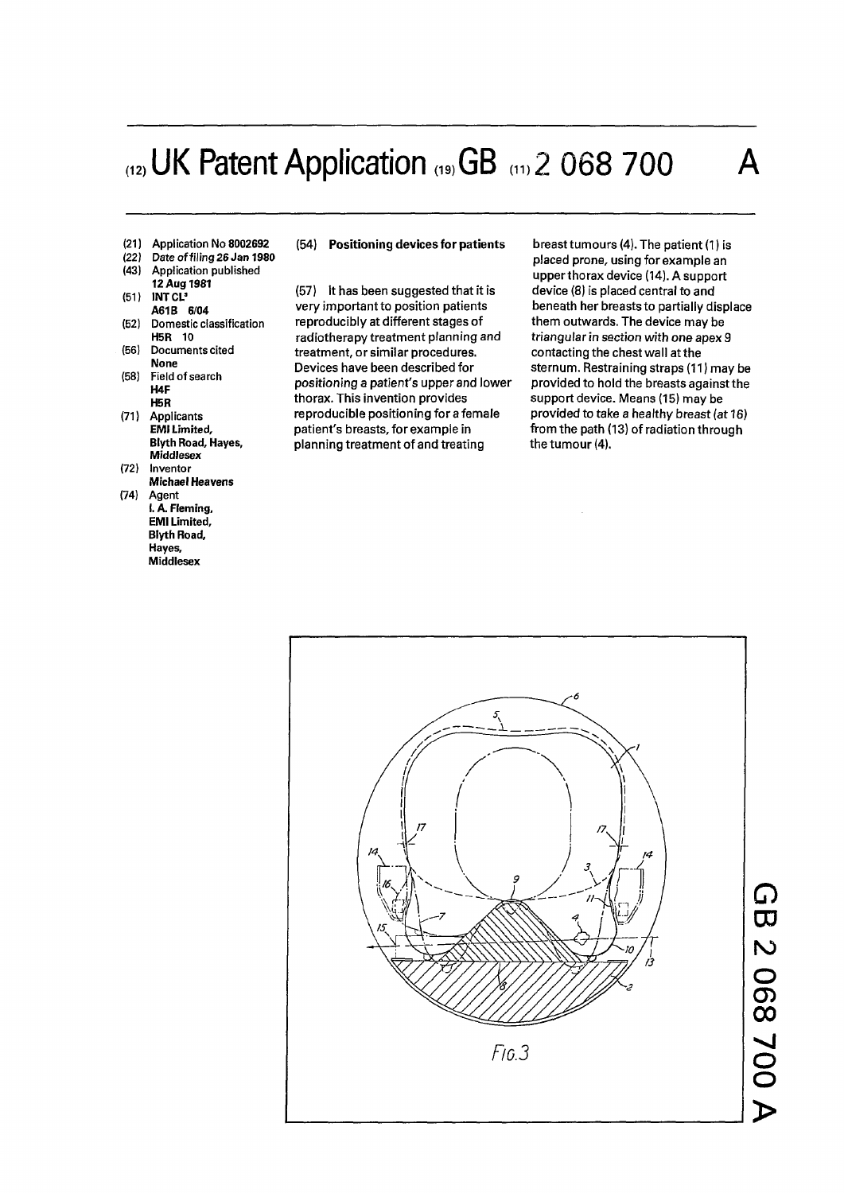# (12) UK Patent Application (19) GB (11) 2 068 700 A

(21) Application No **8002692**
(22) Date of filing **26 Jan 1980**
(43) Application published **12 Aug 1981**
(51) INT CL³ **A61B 6/04**
(52) Domestic classification **H5R 10**
(56) Documents cited **None**
(58) Field of search **H4F H5R**
(71) Applicants **EMI Limited, Blyth Road, Hayes, Middlesex**
(72) Inventor **Michael Heavens**
(74) Agent **I. A. Fleming, EMI Limited, Blyth Road, Hayes, Middlesex**

(54) **Positioning devices for patients**

(57) It has been suggested that it is very important to position patients reproducibly at different stages of radiotherapy treatment planning and treatment, or similar procedures. Devices have been described for positioning a patient's upper and lower thorax. This invention provides reproducible positioning for a female patient's breasts, for example in planning treatment of and treating breast tumours (4). The patient (1) is placed prone, using for example an upper thorax device (14). A support device (8) is placed central to and beneath her breasts to partially displace them outwards. The device may be triangular in section with one apex 9 contacting the chest wall at the sternum. Restraining straps (11) may be provided to hold the breasts against the support device. Means (15) may be provided to take a healthy breast (at 16) from the path (13) of radiation through the tumour (4).

Fig.3

GB 2 068 700 A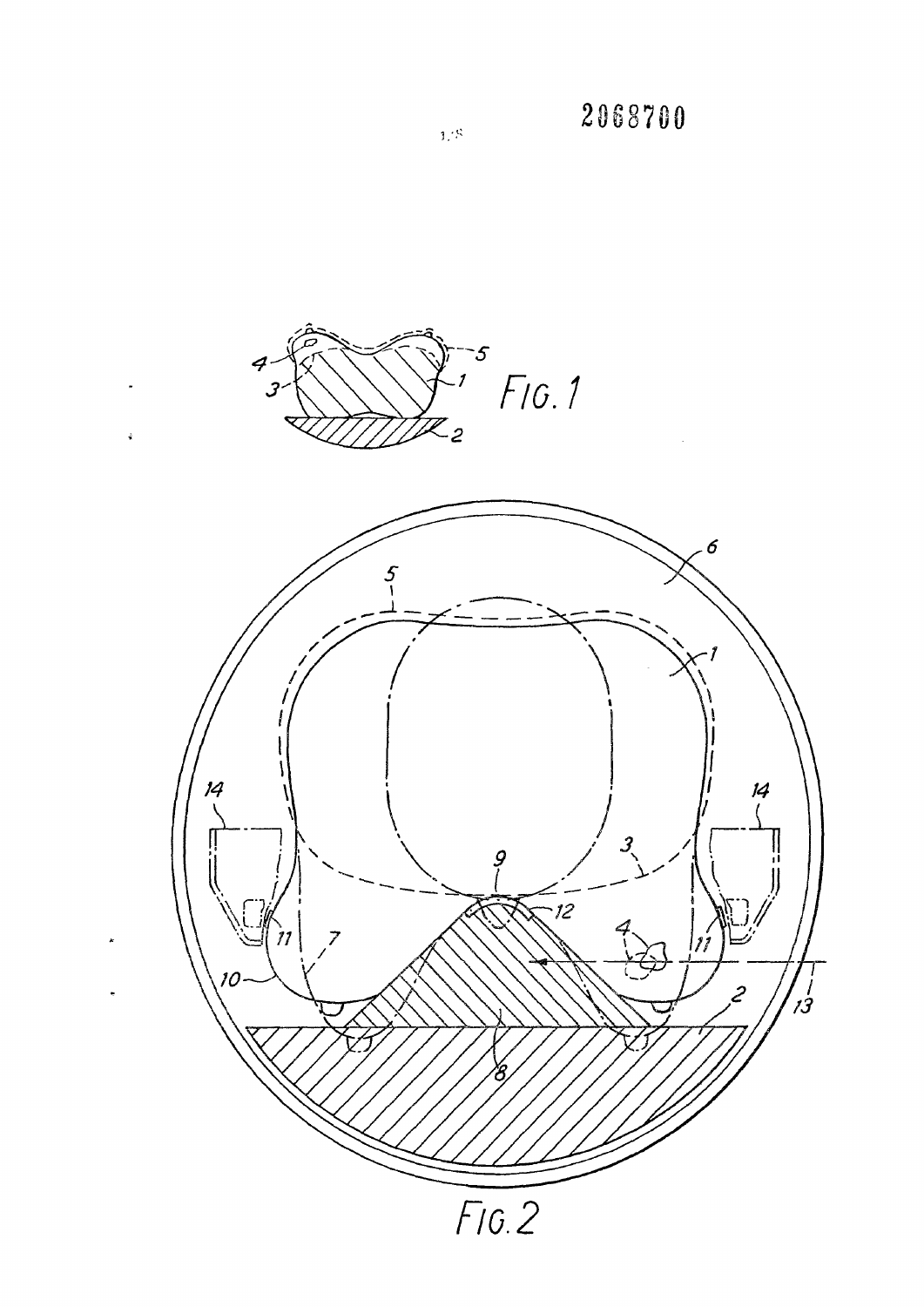2068700

FIG. 1

FIG. 2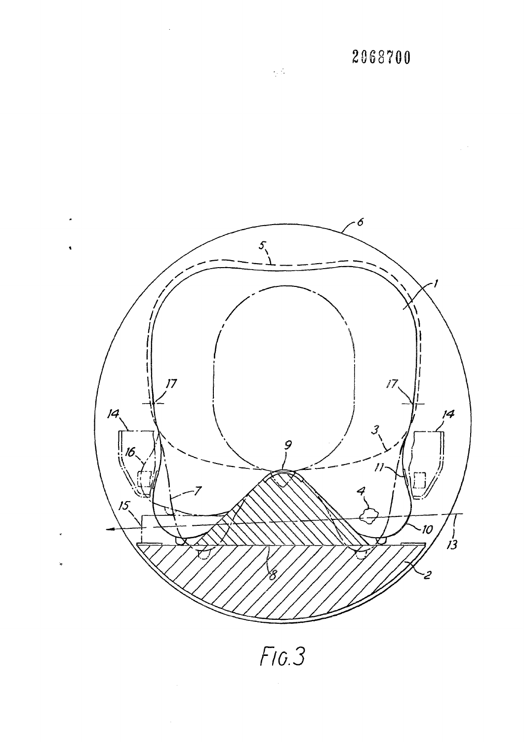2068700

Fig. 3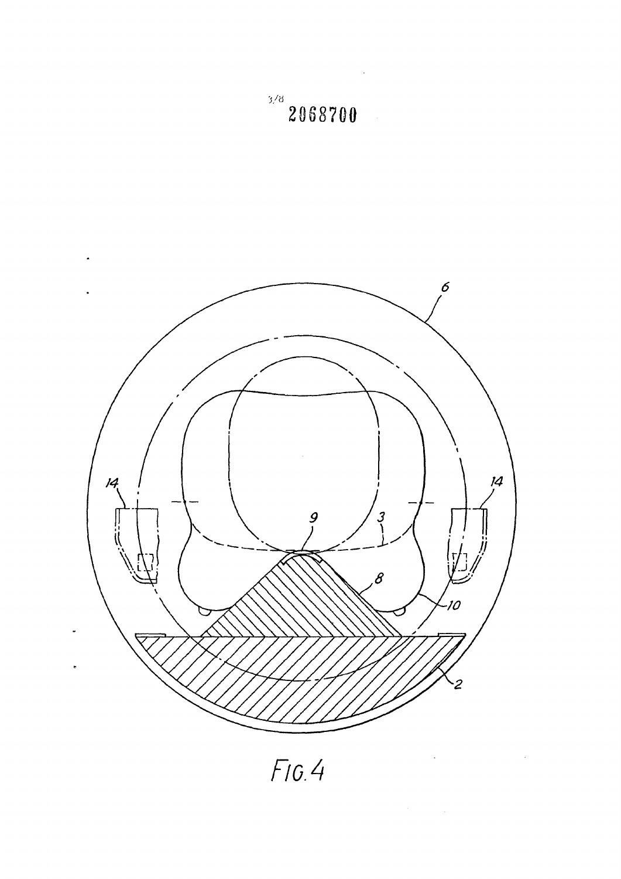3/8 2068700

6

14

14

9

3

8

10

2

FIG. 4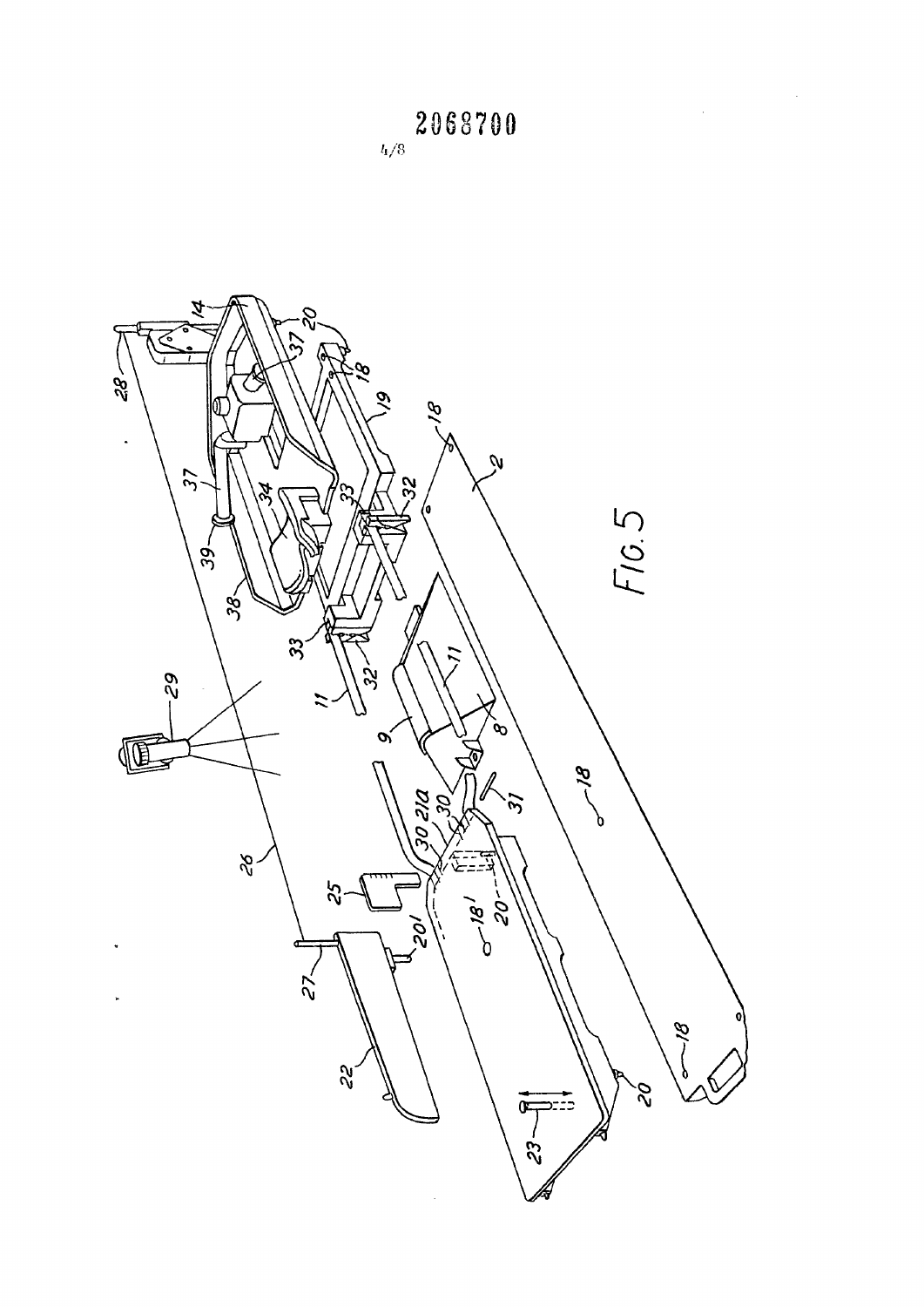2068700

4/8

FIG. 5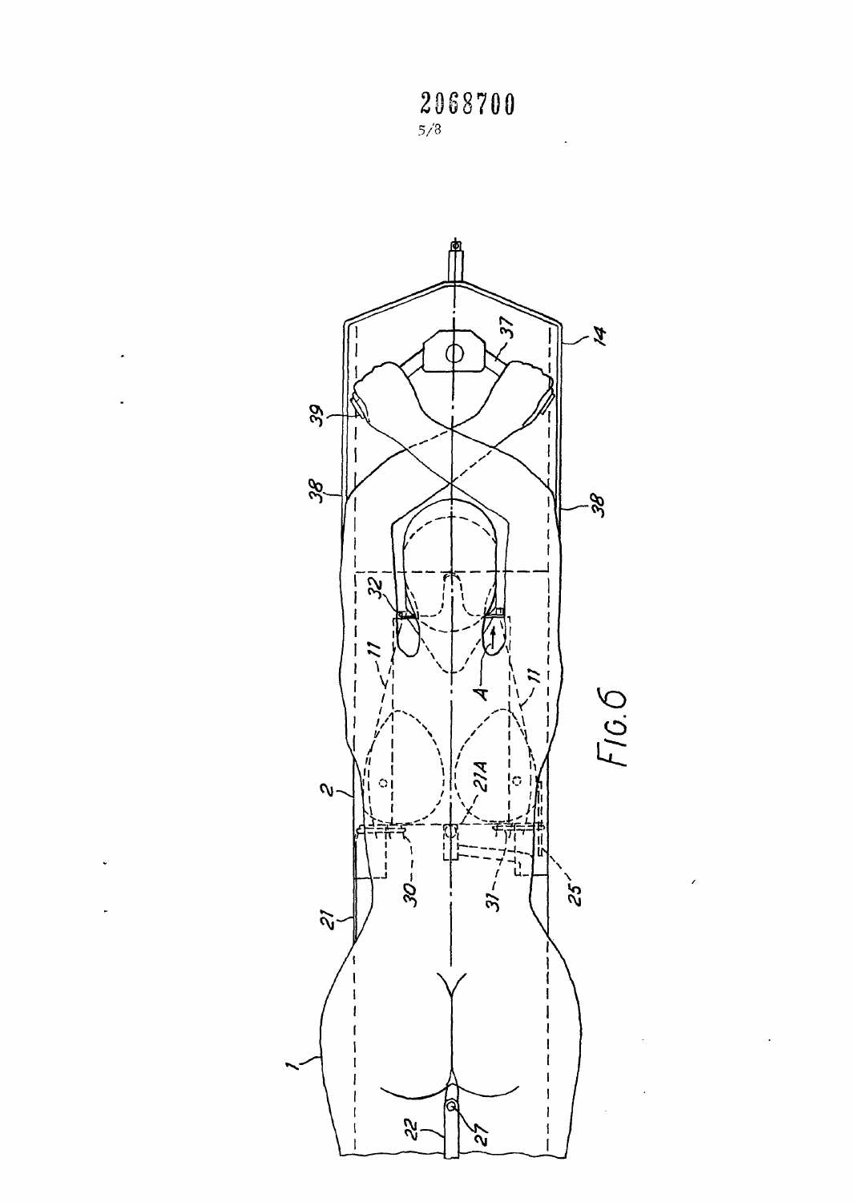2068700

5/8

FIG. 6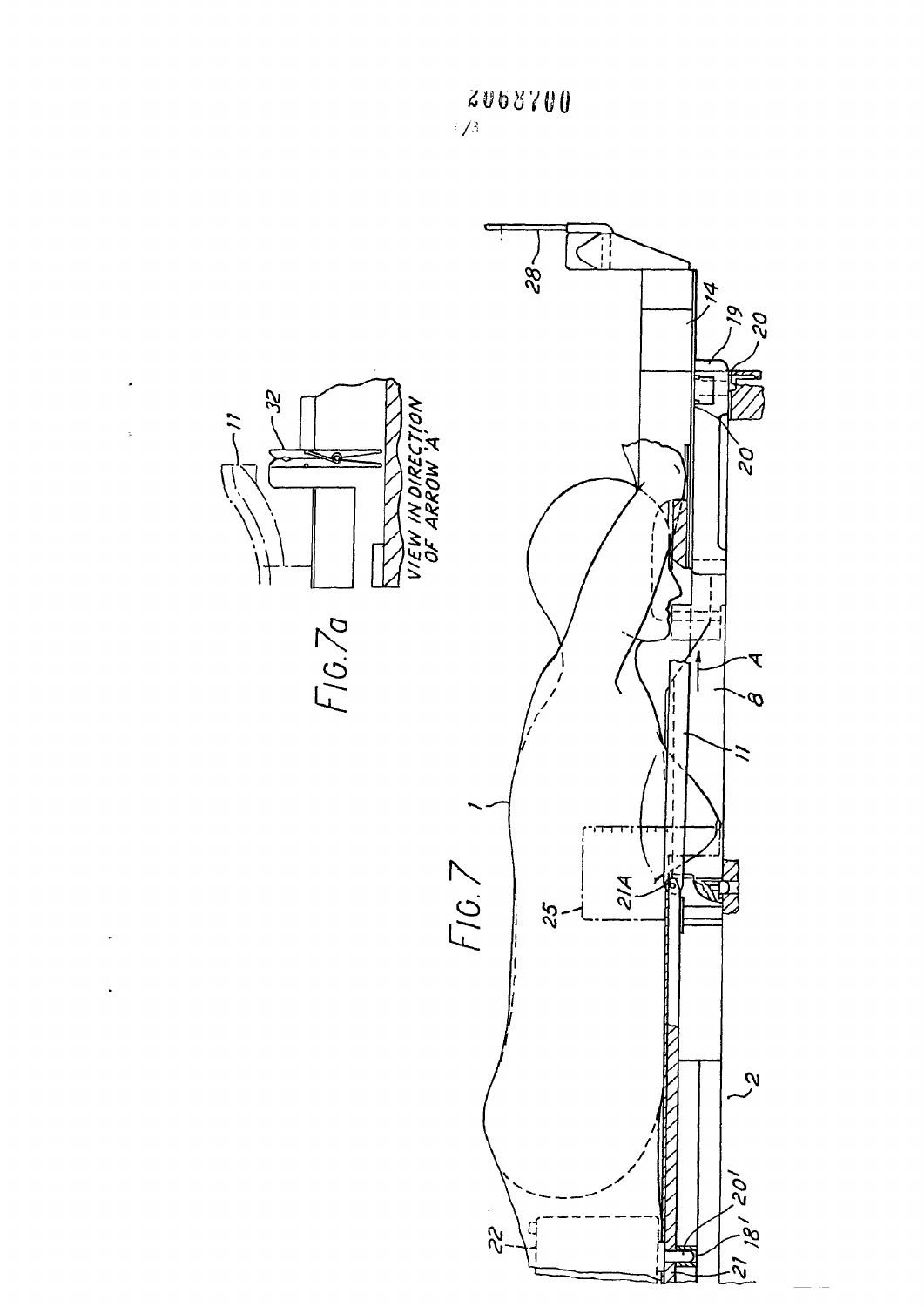2068700

FIG. 7a

VIEW IN DIRECTION OF ARROW 'A'

FIG. 7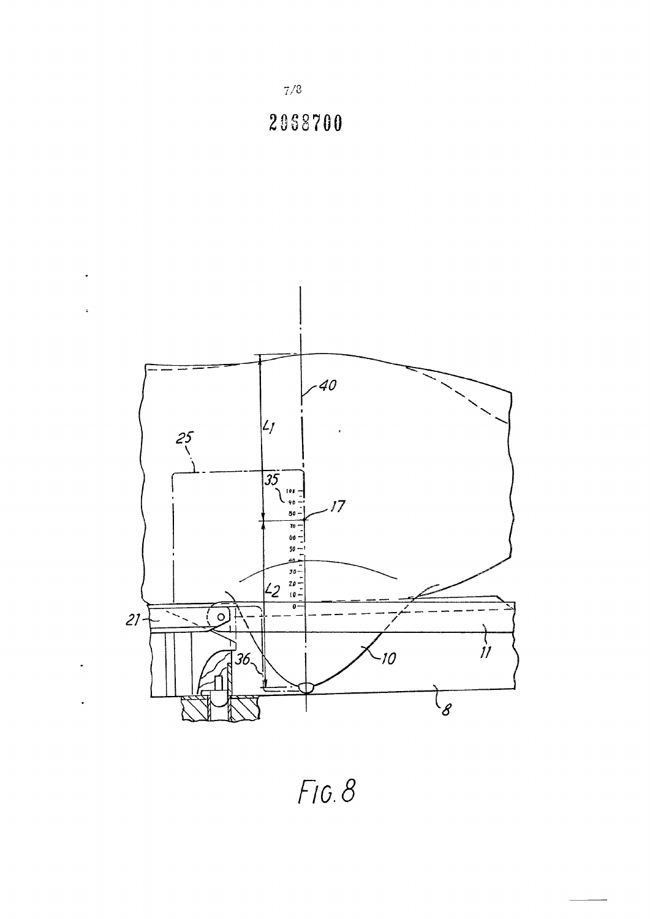2068700

FIG. 8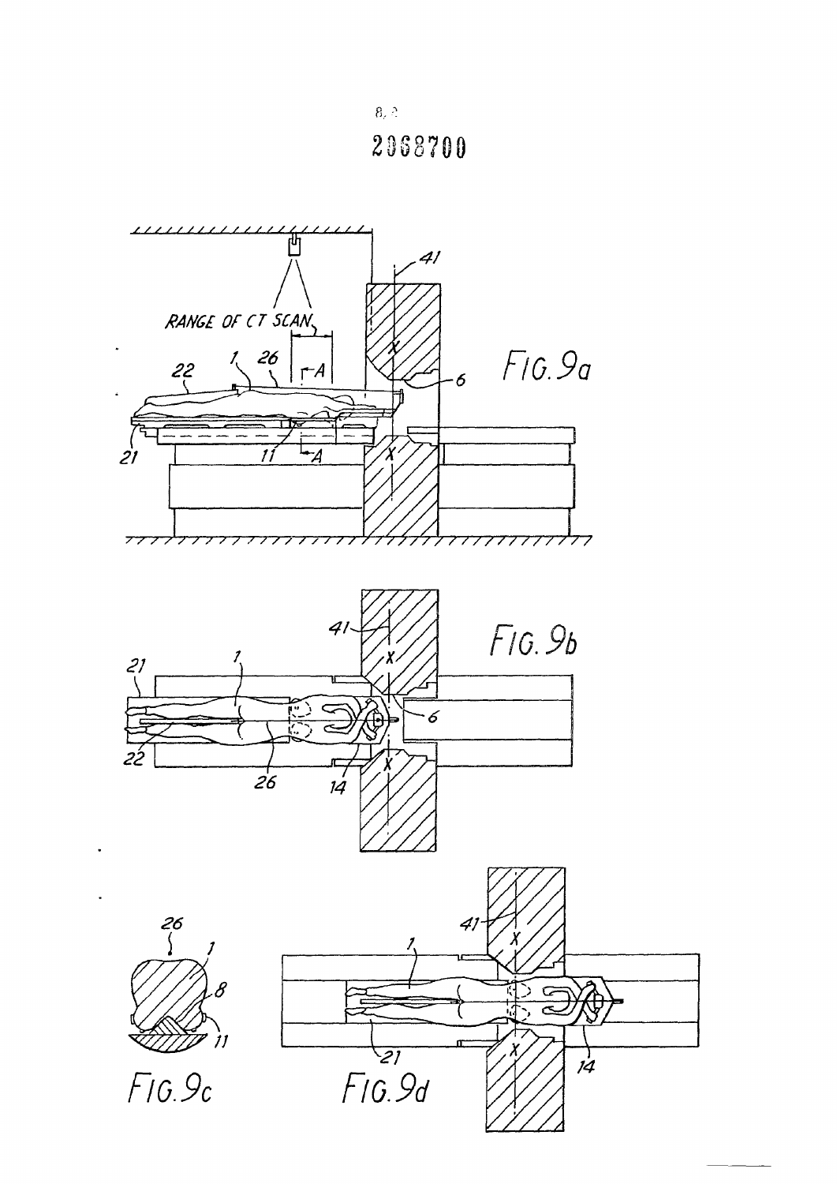FIG. 9a

FIG. 9b

FIG. 9c

FIG. 9d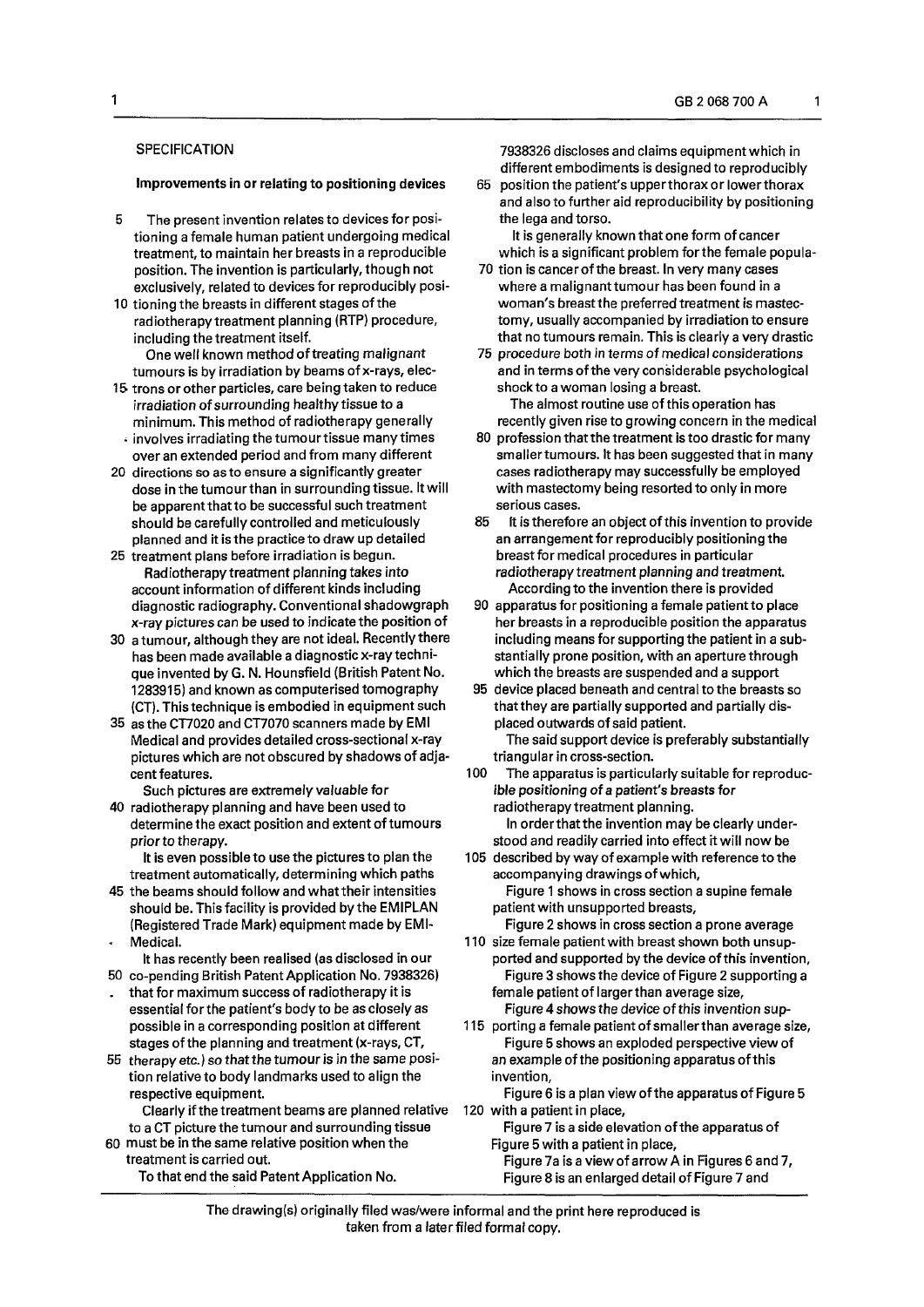SPECIFICATION

**Improvements in or relating to positioning devices**

The present invention relates to devices for positioning a female human patient undergoing medical treatment, to maintain her breasts in a reproducible position. The invention is particularly, though not exclusively, related to devices for reproducibly positioning the breasts in different stages of the radiotherapy treatment planning (RTP) procedure, including the treatment itself.

One well known method of treating malignant tumours is by irradiation by beams of x-rays, electrons or other particles, care being taken to reduce irradiation of surrounding healthy tissue to a minimum. This method of radiotherapy generally involves irradiating the tumour tissue many times over an extended period and from many different directions so as to ensure a significantly greater dose in the tumour than in surrounding tissue. It will be apparent that to be successful such treatment should be carefully controlled and meticulously planned and it is the practice to draw up detailed treatment plans before irradiation is begun.

Radiotherapy treatment planning takes into account information of different kinds including diagnostic radiography. Conventional shadowgraph x-ray pictures can be used to indicate the position of a tumour, although they are not ideal. Recently there has been made available a diagnostic x-ray technique invented by G. N. Hounsfield (British Patent No. 1283915) and known as computerised tomography (CT). This technique is embodied in equipment such as the CT7020 and CT7070 scanners made by EMI Medical and provides detailed cross-sectional x-ray pictures which are not obscured by shadows of adjacent features.

Such pictures are extremely valuable for radiotherapy planning and have been used to determine the exact position and extent of tumours prior to therapy.

It is even possible to use the pictures to plan the treatment automatically, determining which paths the beams should follow and what their intensities should be. This facility is provided by the EMIPLAN (Registered Trade Mark) equipment made by EMI-Medical.

It has recently been realised (as disclosed in our co-pending British Patent Application No. 7938326) that for maximum success of radiotherapy it is essential for the patient's body to be as closely as possible in a corresponding position at different stages of the planning and treatment (x-rays, CT, therapy etc.) so that the tumour is in the same position relative to body landmarks used to align the respective equipment.

Clearly if the treatment beams are planned relative to a CT picture the tumour and surrounding tissue must be in the same relative position when the treatment is carried out.

To that end the said Patent Application No. 7938326 discloses and claims equipment which in different embodiments is designed to reproducibly position the patient's upper thorax or lower thorax and also to further aid reproducibility by positioning the lega and torso.

It is generally known that one form of cancer which is a significant problem for the female population is cancer of the breast. In very many cases where a malignant tumour has been found in a woman's breast the preferred treatment is mastectomy, usually accompanied by irradiation to ensure that no tumours remain. This is clearly a very drastic procedure both in terms of medical considerations and in terms of the very considerable psychological shock to a woman losing a breast.

The almost routine use of this operation has recently given rise to growing concern in the medical profession that the treatment is too drastic for many smaller tumours. It has been suggested that in many cases radiotherapy may successfully be employed with mastectomy being resorted to only in more serious cases.

It is therefore an object of this invention to provide an arrangement for reproducibly positioning the breast for medical procedures in particular radiotherapy treatment planning and treatment.

According to the invention there is provided apparatus for positioning a female patient to place her breasts in a reproducible position the apparatus including means for supporting the patient in a substantially prone position, with an aperture through which the breasts are suspended and a support device placed beneath and central to the breasts so that they are partially supported and partially displaced outwards of said patient.

The said support device is preferably substantially triangular in cross-section.

The apparatus is particularly suitable for reproducible positioning of a patient's breasts for radiotherapy treatment planning.

In order that the invention may be clearly understood and readily carried into effect it will now be described by way of example with reference to the accompanying drawings of which,

Figure 1 shows in cross section a supine female patient with unsupported breasts,

Figure 2 shows in cross section a prone average size female patient with breast shown both unsupported and supported by the device of this invention,

Figure 3 shows the device of Figure 2 supporting a female patient of larger than average size,

Figure 4 shows the device of this invention supporting a female patient of smaller than average size,

Figure 5 shows an exploded perspective view of an example of the positioning apparatus of this invention,

Figure 6 is a plan view of the apparatus of Figure 5 with a patient in place,

Figure 7 is a side elevation of the apparatus of Figure 5 with a patient in place,

Figure 7a is a view of arrow A in Figures 6 and 7,

Figure 8 is an enlarged detail of Figure 7 and

The drawing(s) originally filed was/were informal and the print here reproduced is taken from a later filed formal copy.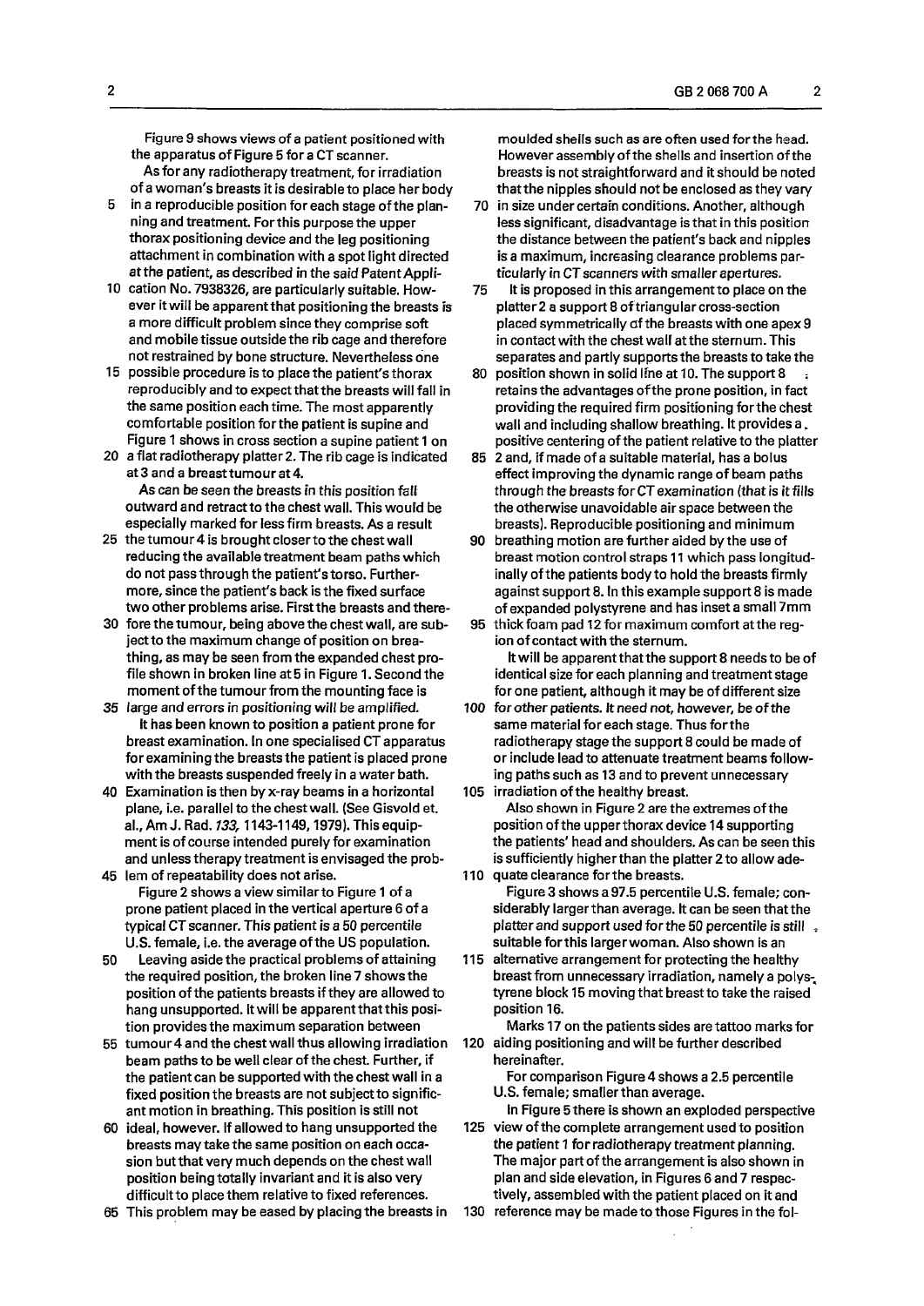Figure 9 shows views of a patient positioned with the apparatus of Figure 5 for a CT scanner.

As for any radiotherapy treatment, for irradiation of a woman's breasts it is desirable to place her body in a reproducible position for each stage of the planning and treatment. For this purpose the upper thorax positioning device and the leg positioning attachment in combination with a spot light directed at the patient, as described in the said Patent Application No. 7938326, are particularly suitable. However it will be apparent that positioning the breasts is a more difficult problem since they comprise soft and mobile tissue outside the rib cage and therefore not restrained by bone structure. Nevertheless one possible procedure is to place the patient's thorax reproducibly and to expect that the breasts will fall in the same position each time. The most apparently comfortable position for the patient is supine and Figure 1 shows in cross section a supine patient 1 on a flat radiotherapy platter 2. The rib cage is indicated at 3 and a breast tumour at 4.

As can be seen the breasts in this position fall outward and retract to the chest wall. This would be especially marked for less firm breasts. As a result the tumour 4 is brought closer to the chest wall reducing the available treatment beam paths which do not pass through the patient's torso. Furthermore, since the patient's back is the fixed surface two other problems arise. First the breasts and therefore the tumour, being above the chest wall, are subject to the maximum change of position on breathing, as may be seen from the expanded chest profile shown in broken line at 5 in Figure 1. Second the moment of the tumour from the mounting face is large and errors in positioning will be amplified.

It has been known to position a patient prone for breast examination. In one specialised CT apparatus for examining the breasts the patient is placed prone with the breasts suspended freely in a water bath. Examination is then by x-ray beams in a horizontal plane, i.e. parallel to the chest wall. (See Gisvold et. al., Am J. Rad. *133,* 1143-1149, 1979). This equipment is of course intended purely for examination and unless therapy treatment is envisaged the problem of repeatability does not arise.

Figure 2 shows a view similar to Figure 1 of a prone patient placed in the vertical aperture 6 of a typical CT scanner. This patient is a 50 percentile U.S. female, i.e. the average of the US population.

Leaving aside the practical problems of attaining the required position, the broken line 7 shows the position of the patients breasts if they are allowed to hang unsupported. It will be apparent that this position provides the maximum separation between tumour 4 and the chest wall thus allowing irradiation beam paths to be well clear of the chest. Further, if the patient can be supported with the chest wall in a fixed position the breasts are not subject to significant motion in breathing. This position is still not ideal, however. If allowed to hang unsupported the breasts may take the same position on each occasion but that very much depends on the chest wall position being totally invariant and it is also very difficult to place them relative to fixed references. This problem may be eased by placing the breasts in moulded shells such as are often used for the head. However assembly of the shells and insertion of the breasts is not straightforward and it should be noted that the nipples should not be enclosed as they vary in size under certain conditions. Another, although less significant, disadvantage is that in this position the distance between the patient's back and nipples is a maximum, increasing clearance problems particularly in CT scanners with smaller apertures.

It is proposed in this arrangement to place on the platter 2 a support 8 of triangular cross-section placed symmetrically of the breasts with one apex 9 in contact with the chest wall at the sternum. This separates and partly supports the breasts to take the position shown in solid line at 10. The support 8 retains the advantages of the prone position, in fact providing the required firm positioning for the chest wall and including shallow breathing. It provides a positive centering of the patient relative to the platter 2 and, if made of a suitable material, has a bolus effect improving the dynamic range of beam paths through the breasts for CT examination (that is it fills the otherwise unavoidable air space between the breasts). Reproducible positioning and minimum breathing motion are further aided by the use of breast motion control straps 11 which pass longitudinally of the patients body to hold the breasts firmly against support 8. In this example support 8 is made of expanded polystyrene and has inset a small 7mm thick foam pad 12 for maximum comfort at the region of contact with the sternum.

It will be apparent that the support 8 needs to be of identical size for each planning and treatment stage for one patient, although it may be of different size for other patients. It need not, however, be of the same material for each stage. Thus for the radiotherapy stage the support 8 could be made of or include lead to attenuate treatment beams following paths such as 13 and to prevent unnecessary irradiation of the healthy breast.

Also shown in Figure 2 are the extremes of the position of the upper thorax device 14 supporting the patients' head and shoulders. As can be seen this is sufficiently higher than the platter 2 to allow adequate clearance for the breasts.

Figure 3 shows a 97.5 percentile U.S. female; considerably larger than average. It can be seen that the platter and support used for the 50 percentile is still suitable for this larger woman. Also shown is an alternative arrangement for protecting the healthy breast from unnecessary irradiation, namely a polystyrene block 15 moving that breast to take the raised position 16.

Marks 17 on the patients sides are tattoo marks for aiding positioning and will be further described hereinafter.

For comparison Figure 4 shows a 2.5 percentile U.S. female; smaller than average.

In Figure 5 there is shown an exploded perspective view of the complete arrangement used to position the patient 1 for radiotherapy treatment planning. The major part of the arrangement is also shown in plan and side elevation, in Figures 6 and 7 respectively, assembled with the patient placed on it and reference may be made to those Figures in the fol-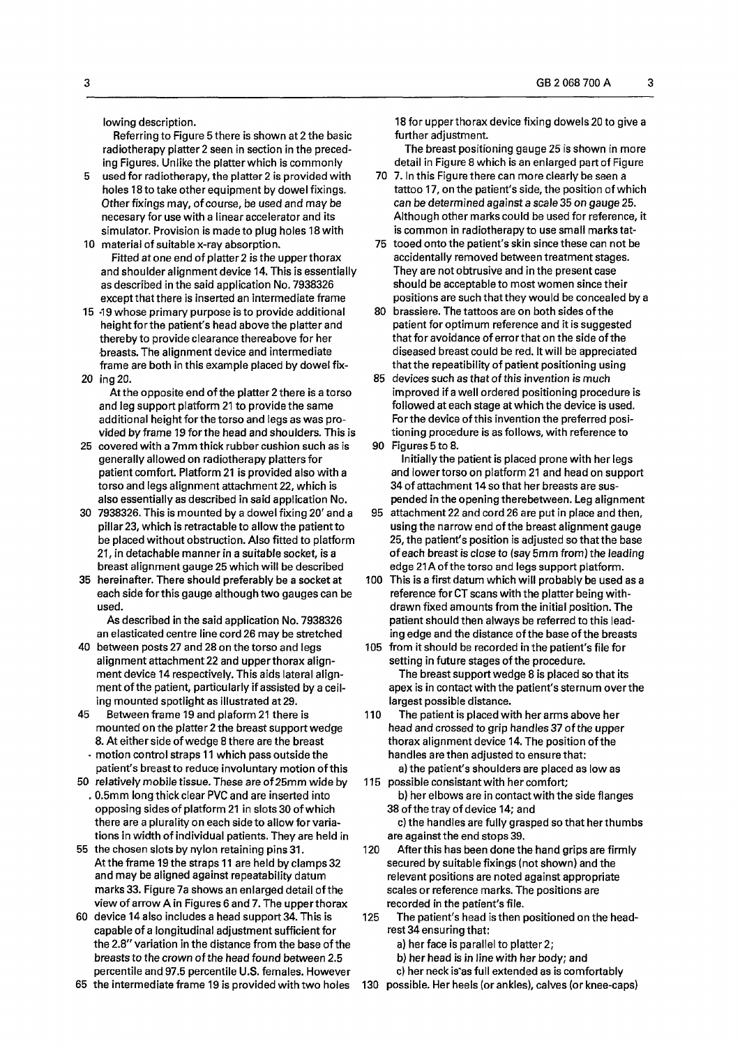lowing description.

Referring to Figure 5 there is shown at 2 the basic radiotherapy platter 2 seen in section in the preceding Figures. Unlike the platter which is commonly used for radiotherapy, the platter 2 is provided with holes 18 to take other equipment by dowel fixings. Other fixings may, of course, be used and may be necesary for use with a linear accelerator and its simulator. Provision is made to plug holes 18 with material of suitable x-ray absorption.

Fitted at one end of platter 2 is the upper thorax and shoulder alignment device 14. This is essentially as described in the said application No. 7938326 except that there is inserted an intermediate frame 19 whose primary purpose is to provide additional height for the patient's head above the platter and thereby to provide clearance thereabove for her breasts. The alignment device and intermediate frame are both in this example placed by dowel fixing 20.

At the opposite end of the platter 2 there is a torso and leg support platform 21 to provide the same additional height for the torso and legs as was provided by frame 19 for the head and shoulders. This is covered with a 7mm thick rubber cushion such as is generally allowed on radiotherapy platters for patient comfort. Platform 21 is provided also with a torso and legs alignment attachment 22, which is also essentially as described in said application No. 7938326. This is mounted by a dowel fixing 20' and a pillar 23, which is retractable to allow the patient to be placed without obstruction. Also fitted to platform 21, in detachable manner in a suitable socket, is a breast alignment gauge 25 which will be described hereinafter. There should preferably be a socket at each side for this gauge although two gauges can be used.

As described in the said application No. 7938326 an elasticated centre line cord 26 may be stretched between posts 27 and 28 on the torso and legs alignment attachment 22 and upper thorax alignment device 14 respectively. This aids lateral alignment of the patient, particularly if assisted by a ceiling mounted spotlight as illustrated at 29.

Between frame 19 and plaform 21 there is mounted on the platter 2 the breast support wedge 8. At either side of wedge 8 there are the breast motion control straps 11 which pass outside the patient's breast to reduce involuntary motion of this relatively mobile tissue. These are of 25mm wide by 0.5mm long thick clear PVC and are inserted into opposing sides of platform 21 in slots 30 of which there are a plurality on each side to allow for variations in width of individual patients. They are held in the chosen slots by nylon retaining pins 31. At the frame 19 the straps 11 are held by clamps 32 and may be aligned against repeatability datum marks 33. Figure 7a shows an enlarged detail of the view of arrow A in Figures 6 and 7. The upper thorax device 14 also includes a head support 34. This is capable of a longitudinal adjustment sufficient for the 2.8" variation in the distance from the base of the breasts to the crown of the head found between 2.5 percentile and 97.5 percentile U.S. females. However the intermediate frame 19 is provided with two holes 18 for upper thorax device fixing dowels 20 to give a further adjustment.

The breast positioning gauge 25 is shown in more detail in Figure 8 which is an enlarged part of Figure 7. In this Figure there can more clearly be seen a tattoo 17, on the patient's side, the position of which can be determined against a scale 35 on gauge 25. Although other marks could be used for reference, it is common in radiotherapy to use small marks tattooed onto the patient's skin since these can not be accidentally removed between treatment stages. They are not obtrusive and in the present case should be acceptable to most women since their positions are such that they would be concealed by a brassiere. The tattoos are on both sides of the patient for optimum reference and it is suggested that for avoidance of error that on the side of the diseased breast could be red. It will be appreciated that the repeatibility of patient positioning using devices such as that of this invention is much improved if a well ordered positioning procedure is followed at each stage at which the device is used. For the device of this invention the preferred positioning procedure is as follows, with reference to Figures 5 to 8.

Initially the patient is placed prone with her legs and lower torso on platform 21 and head on support 34 of attachment 14 so that her breasts are suspended in the opening therebetween. Leg alignment attachment 22 and cord 26 are put in place and then, using the narrow end of the breast alignment gauge 25, the patient's position is adjusted so that the base of each breast is close to (say 5mm from) the leading edge 21A of the torso and legs support platform. This is a first datum which will probably be used as a reference for CT scans with the platter being withdrawn fixed amounts from the initial position. The patient should then always be referred to this leading edge and the distance of the base of the breasts from it should be recorded in the patient's file for setting in future stages of the procedure.

The breast support wedge 8 is placed so that its apex is in contact with the patient's sternum over the largest possible distance.

The patient is placed with her arms above her head and crossed to grip handles 37 of the upper thorax alignment device 14. The position of the handles are then adjusted to ensure that:

a) the patient's shoulders are placed as low as possible consistant with her comfort;

b) her elbows are in contact with the side flanges 38 of the tray of device 14; and

c) the handles are fully grasped so that her thumbs are against the end stops 39.

After this has been done the hand grips are firmly secured by suitable fixings (not shown) and the relevant positions are noted against appropriate scales or reference marks. The positions are recorded in the patient's file.

The patient's head is then positioned on the headrest 34 ensuring that:

a) her face is parallel to platter 2;

b) her head is in line with her body; and

c) her neck is as full extended as is comfortably possible. Her heels (or ankles), calves (or knee-caps)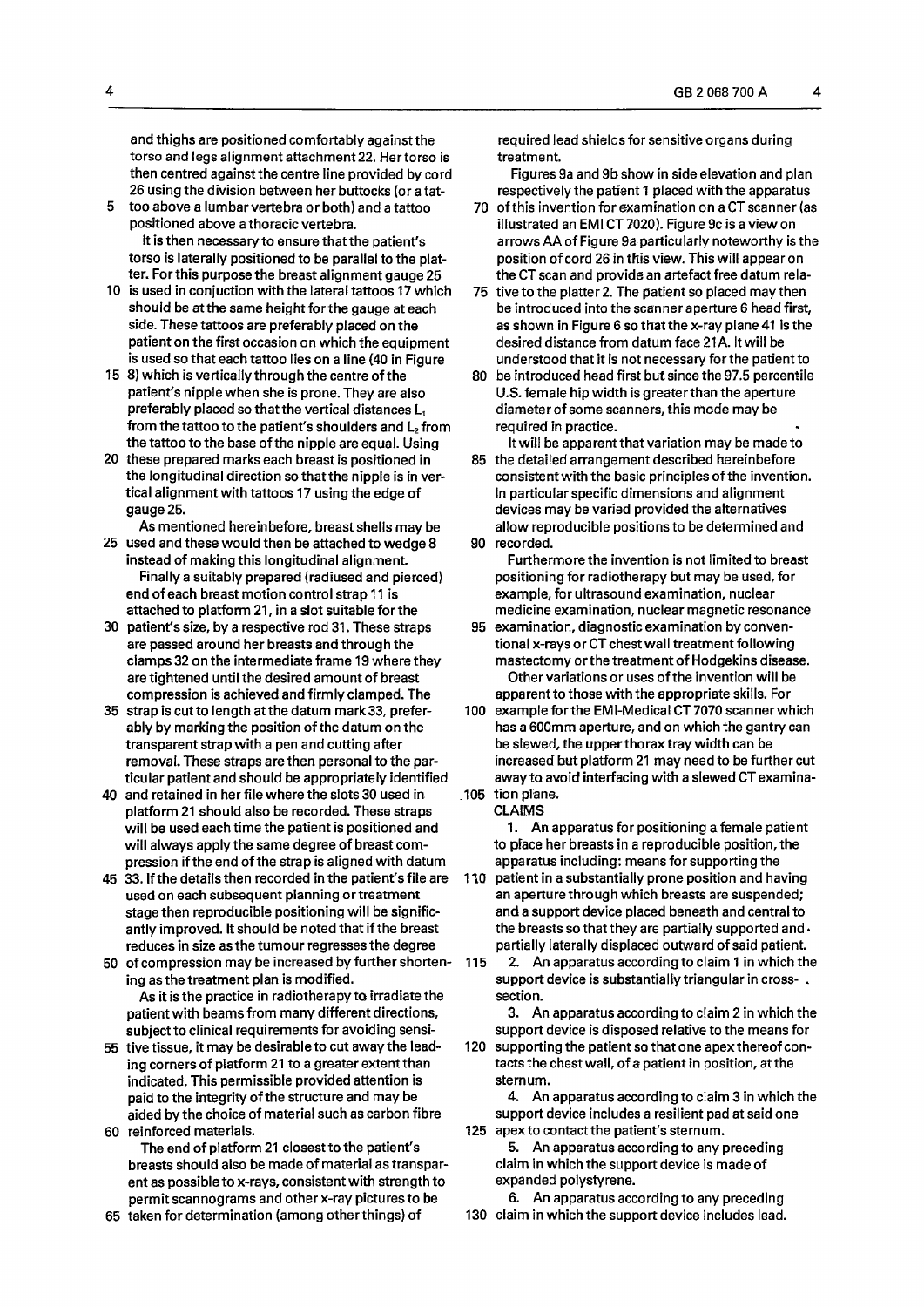and thighs are positioned comfortably against the torso and legs alignment attachment 22. Her torso is then centred against the centre line provided by cord 26 using the division between her buttocks (or a tattoo above a lumbar vertebra or both) and a tattoo positioned above a thoracic vertebra.

It is then necessary to ensure that the patient's torso is laterally positioned to be parallel to the platter. For this purpose the breast alignment gauge 25 is used in conjuction with the lateral tattoos 17 which should be at the same height for the gauge at each side. These tattoos are preferably placed on the patient on the first occasion on which the equipment is used so that each tattoo lies on a line (40 in Figure 8) which is vertically through the centre of the patient's nipple when she is prone. They are also preferably placed so that the vertical distances $L_1$ from the tattoo to the patient's shoulders and $L_2$ from the tattoo to the base of the nipple are equal. Using these prepared marks each breast is positioned in the longitudinal direction so that the nipple is in vertical alignment with tattoos 17 using the edge of gauge 25.

As mentioned hereinbefore, breast shells may be used and these would then be attached to wedge 8 instead of making this longitudinal alignment.

Finally a suitably prepared (radiused and pierced) end of each breast motion control strap 11 is attached to platform 21, in a slot suitable for the patient's size, by a respective rod 31. These straps are passed around her breasts and through the clamps 32 on the intermediate frame 19 where they are tightened until the desired amount of breast compression is achieved and firmly clamped. The strap is cut to length at the datum mark 33, preferably by marking the position of the datum on the transparent strap with a pen and cutting after removal. These straps are then personal to the particular patient and should be appropriately identified and retained in her file where the slots 30 used in platform 21 should also be recorded. These straps will be used each time the patient is positioned and will always apply the same degree of breast compression if the end of the strap is aligned with datum 33. If the details then recorded in the patient's file are used on each subsequent planning or treatment stage then reproducible positioning will be significantly improved. It should be noted that if the breast reduces in size as the tumour regresses the degree of compression may be increased by further shortening as the treatment plan is modified.

As it is the practice in radiotherapy to irradiate the patient with beams from many different directions, subject to clinical requirements for avoiding sensitive tissue, it may be desirable to cut away the leading corners of platform 21 to a greater extent than indicated. This permissible provided attention is paid to the integrity of the structure and may be aided by the choice of material such as carbon fibre reinforced materials.

The end of platform 21 closest to the patient's breasts should also be made of material as transparent as possible to x-rays, consistent with strength to permit scannograms and other x-ray pictures to be taken for determination (among other things) of required lead shields for sensitive organs during treatment.

Figures 9a and 9b show in side elevation and plan respectively the patient 1 placed with the apparatus of this invention for examination on a CT scanner (as illustrated an EMI CT 7020). Figure 9c is a view on arrows AA of Figure 9a particularly noteworthy is the position of cord 26 in this view. This will appear on the CT scan and provide an artefact free datum relative to the platter 2. The patient so placed may then be introduced into the scanner aperture 6 head first, as shown in Figure 6 so that the x-ray plane 41 is the desired distance from datum face 21A. It will be understood that it is not necessary for the patient to be introduced head first but since the 97.5 percentile U.S. female hip width is greater than the aperture diameter of some scanners, this mode may be required in practice.

It will be apparent that variation may be made to the detailed arrangement described hereinbefore consistent with the basic principles of the invention. In particular specific dimensions and alignment devices may be varied provided the alternatives allow reproducible positions to be determined and recorded.

Furthermore the invention is not limited to breast positioning for radiotherapy but may be used, for example, for ultrasound examination, nuclear medicine examination, nuclear magnetic resonance examination, diagnostic examination by conventional x-rays or CT chest wall treatment following mastectomy or the treatment of Hodgekins disease.

Other variations or uses of the invention will be apparent to those with the appropriate skills. For example for the EMI-Medical CT 7070 scanner which has a 600mm aperture, and on which the gantry can be slewed, the upper thorax tray width can be increased but platform 21 may need to be further cut away to avoid interfacing with a slewed CT examination plane.

**CLAIMS**

1. An apparatus for positioning a female patient to place her breasts in a reproducible position, the apparatus including: means for supporting the patient in a substantially prone position and having an aperture through which breasts are suspended; and a support device placed beneath and central to the breasts so that they are partially supported and partially laterally displaced outward of said patient.

2. An apparatus according to claim 1 in which the support device is substantially triangular in cross-section.

3. An apparatus according to claim 2 in which the support device is disposed relative to the means for supporting the patient so that one apex thereof contacts the chest wall, of a patient in position, at the sternum.

4. An apparatus according to claim 3 in which the support device includes a resilient pad at said one apex to contact the patient's sternum.

5. An apparatus according to any preceding claim in which the support device is made of expanded polystyrene.

6. An apparatus according to any preceding claim in which the support device includes lead.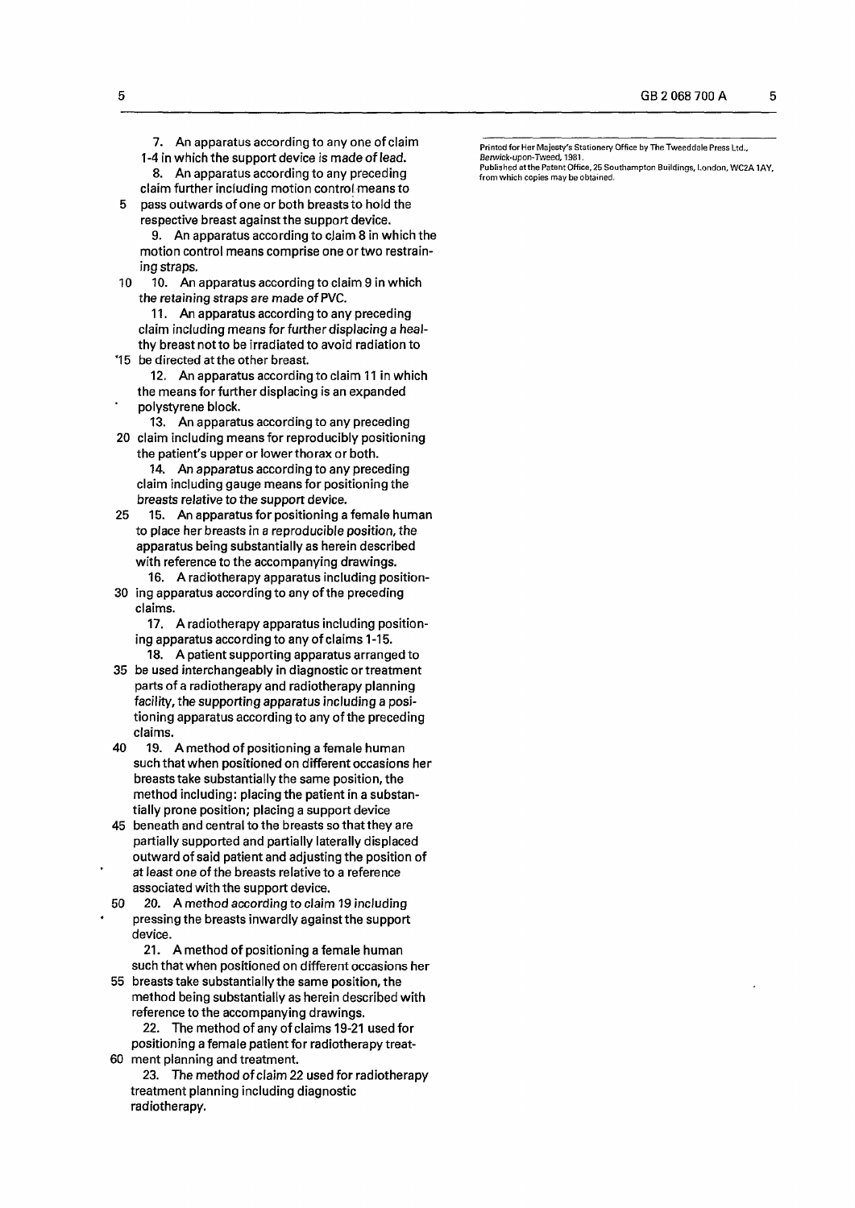7. An apparatus according to any one of claim 1-4 in which the support device is made of lead.

8. An apparatus according to any preceding claim further including motion control means to pass outwards of one or both breasts to hold the respective breast against the support device.

9. An apparatus according to claim 8 in which the motion control means comprise one or two restraining straps.

10. An apparatus according to claim 9 in which the retaining straps are made of PVC.

11. An apparatus according to any preceding claim including means for further displacing a healthy breast not to be irradiated to avoid radiation to be directed at the other breast.

12. An apparatus according to claim 11 in which the means for further displacing is an expanded polystyrene block.

13. An apparatus according to any preceding claim including means for reproducibly positioning the patient's upper or lower thorax or both.

14. An apparatus according to any preceding claim including gauge means for positioning the breasts relative to the support device.

15. An apparatus for positioning a female human to place her breasts in a reproducible position, the apparatus being substantially as herein described with reference to the accompanying drawings.

16. A radiotherapy apparatus including positioning apparatus according to any of the preceding claims.

17. A radiotherapy apparatus including positioning apparatus according to any of claims 1-15.

18. A patient supporting apparatus arranged to be used interchangeably in diagnostic or treatment parts of a radiotherapy and radiotherapy planning facility, the supporting apparatus including a positioning apparatus according to any of the preceding claims.

19. A method of positioning a female human such that when positioned on different occasions her breasts take substantially the same position, the method including: placing the patient in a substantially prone position; placing a support device beneath and central to the breasts so that they are partially supported and partially laterally displaced outward of said patient and adjusting the position of at least one of the breasts relative to a reference associated with the support device.

20. A method according to claim 19 including pressing the breasts inwardly against the support device.

21. A method of positioning a female human such that when positioned on different occasions her breasts take substantially the same position, the method being substantially as herein described with reference to the accompanying drawings.

22. The method of any of claims 19-21 used for positioning a female patient for radiotherapy treatment planning and treatment.

23. The method of claim 22 used for radiotherapy treatment planning including diagnostic radiotherapy.

Printed for Her Majesty's Stationery Office by The Tweeddale Press Ltd., Berwick-upon-Tweed, 1981.
Published at the Patent Office, 25 Southampton Buildings, London, WC2A 1AY, from which copies may be obtained.